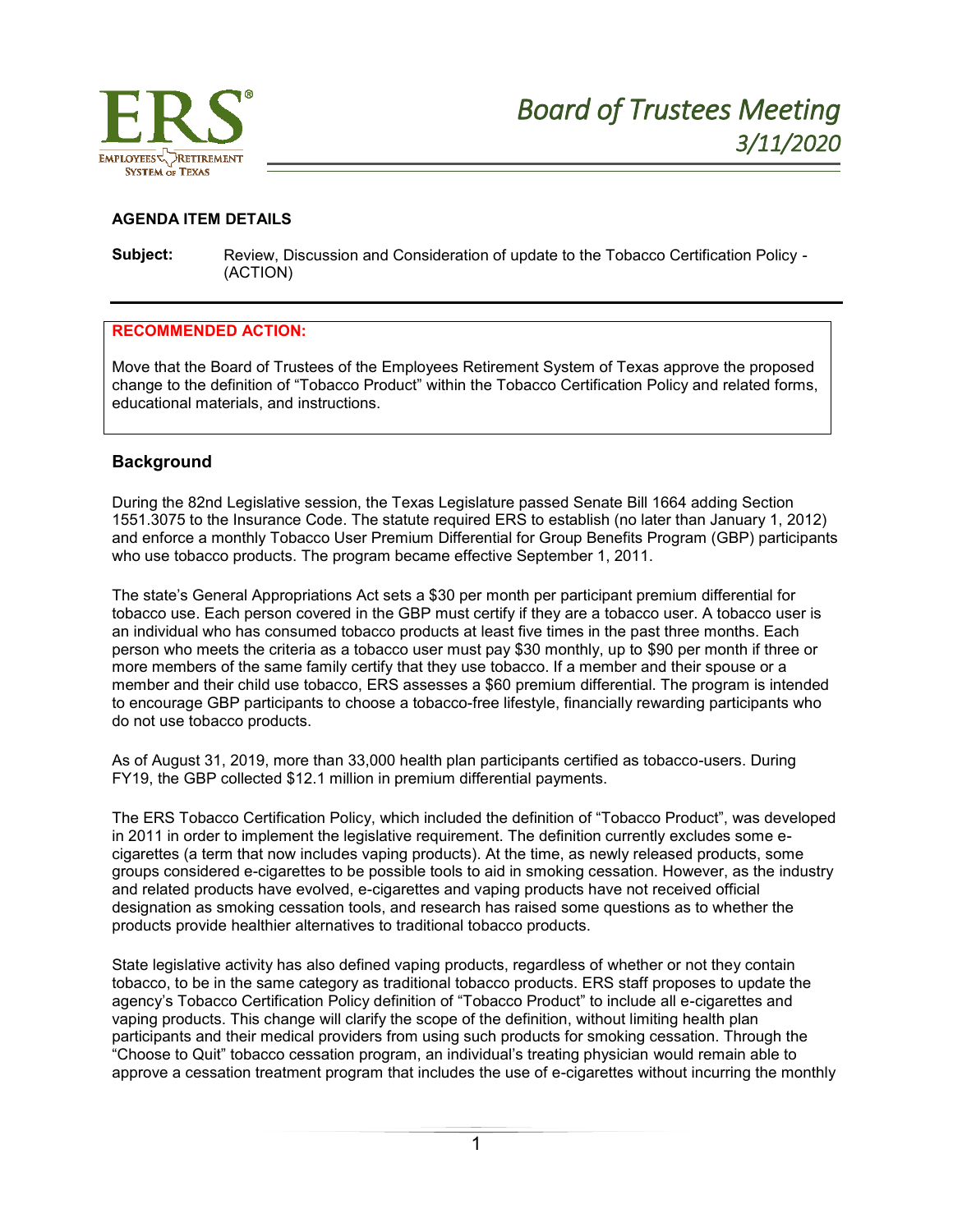# Board of Trustees Meeting
## 3/11/2020

**AGENDA ITEM DETAILS**

**Subject:** Review, Discussion and Consideration of update to the Tobacco Certification Policy - (ACTION)

---

**RECOMMENDED ACTION:**

Move that the Board of Trustees of the Employees Retirement System of Texas approve the proposed change to the definition of "Tobacco Product" within the Tobacco Certification Policy and related forms, educational materials, and instructions.

## Background

During the 82nd Legislative session, the Texas Legislature passed Senate Bill 1664 adding Section 1551.3075 to the Insurance Code. The statute required ERS to establish (no later than January 1, 2012) and enforce a monthly Tobacco User Premium Differential for Group Benefits Program (GBP) participants who use tobacco products. The program became effective September 1, 2011.

The state's General Appropriations Act sets a $30 per month per participant premium differential for tobacco use. Each person covered in the GBP must certify if they are a tobacco user. A tobacco user is an individual who has consumed tobacco products at least five times in the past three months. Each person who meets the criteria as a tobacco user must pay $30 monthly, up to $90 per month if three or more members of the same family certify that they use tobacco. If a member and their spouse or a member and their child use tobacco, ERS assesses a $60 premium differential. The program is intended to encourage GBP participants to choose a tobacco-free lifestyle, financially rewarding participants who do not use tobacco products.

As of August 31, 2019, more than 33,000 health plan participants certified as tobacco-users. During FY19, the GBP collected $12.1 million in premium differential payments.

The ERS Tobacco Certification Policy, which included the definition of "Tobacco Product", was developed in 2011 in order to implement the legislative requirement. The definition currently excludes some e-cigarettes (a term that now includes vaping products). At the time, as newly released products, some groups considered e-cigarettes to be possible tools to aid in smoking cessation. However, as the industry and related products have evolved, e-cigarettes and vaping products have not received official designation as smoking cessation tools, and research has raised some questions as to whether the products provide healthier alternatives to traditional tobacco products.

State legislative activity has also defined vaping products, regardless of whether or not they contain tobacco, to be in the same category as traditional tobacco products. ERS staff proposes to update the agency's Tobacco Certification Policy definition of "Tobacco Product" to include all e-cigarettes and vaping products. This change will clarify the scope of the definition, without limiting health plan participants and their medical providers from using such products for smoking cessation. Through the "Choose to Quit" tobacco cessation program, an individual's treating physician would remain able to approve a cessation treatment program that includes the use of e-cigarettes without incurring the monthly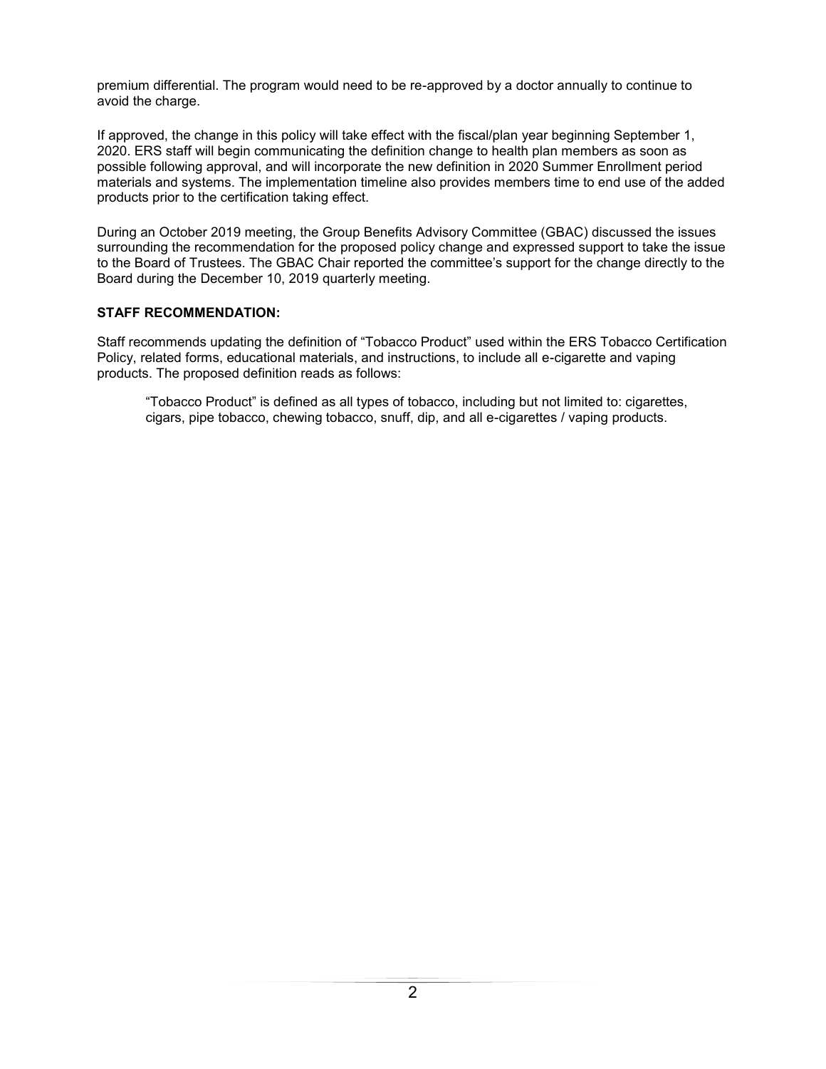premium differential. The program would need to be re-approved by a doctor annually to continue to avoid the charge.

If approved, the change in this policy will take effect with the fiscal/plan year beginning September 1, 2020. ERS staff will begin communicating the definition change to health plan members as soon as possible following approval, and will incorporate the new definition in 2020 Summer Enrollment period materials and systems. The implementation timeline also provides members time to end use of the added products prior to the certification taking effect.

During an October 2019 meeting, the Group Benefits Advisory Committee (GBAC) discussed the issues surrounding the recommendation for the proposed policy change and expressed support to take the issue to the Board of Trustees. The GBAC Chair reported the committee's support for the change directly to the Board during the December 10, 2019 quarterly meeting.

**STAFF RECOMMENDATION:**

Staff recommends updating the definition of "Tobacco Product" used within the ERS Tobacco Certification Policy, related forms, educational materials, and instructions, to include all e-cigarette and vaping products. The proposed definition reads as follows:

> "Tobacco Product" is defined as all types of tobacco, including but not limited to: cigarettes, cigars, pipe tobacco, chewing tobacco, snuff, dip, and all e-cigarettes / vaping products.